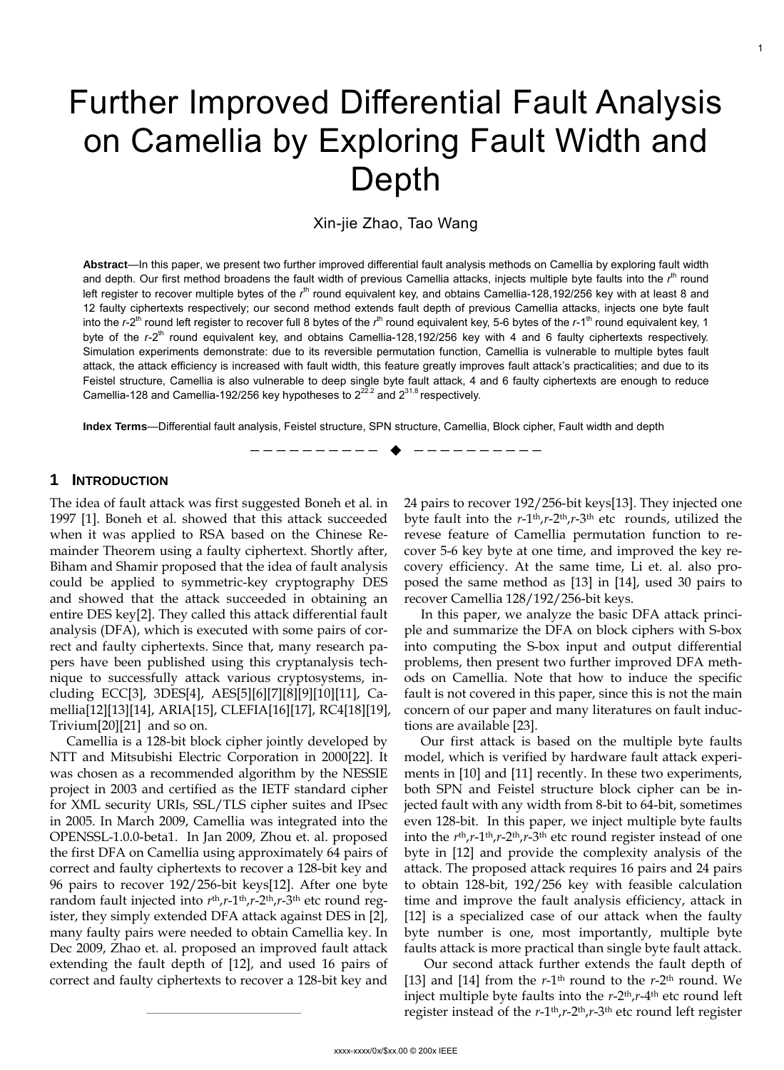# Further Improved Differential Fault Analysis on Camellia by Exploring Fault Width and Depth

Xin-jie Zhao, Tao Wang

**Abstract**—In this paper, we present two further improved differential fault analysis methods on Camellia by exploring fault width and depth. Our first method broadens the fault width of previous Camellia attacks, injects multiple byte faults into the $r^{th}$ round left register to recover multiple bytes of the $r^{th}$ round equivalent key, and obtains Camellia-128,192/256 key with at least 8 and 12 faulty ciphertexts respectively; our second method extends fault depth of previous Camellia attacks, injects one byte fault into the $r$-$2^{th}$ round left register to recover full 8 bytes of the $r^{th}$ round equivalent key, 5-6 bytes of the $r$-$1^{th}$ round equivalent key, 1 byte of the $r$-$2^{th}$ round equivalent key, and obtains Camellia-128,192/256 key with 4 and 6 faulty ciphertexts respectively. Simulation experiments demonstrate: due to its reversible permutation function, Camellia is vulnerable to multiple bytes fault attack, the attack efficiency is increased with fault width, this feature greatly improves fault attack's practicalities; and due to its Feistel structure, Camellia is also vulnerable to deep single byte fault attack, 4 and 6 faulty ciphertexts are enough to reduce Camellia-128 and Camellia-192/256 key hypotheses to $2^{22.2}$ and $2^{31.8}$ respectively.

**Index Terms**—Differential fault analysis, Feistel structure, SPN structure, Camellia, Block cipher, Fault width and depth

## 1 Introduction

The idea of fault attack was first suggested Boneh et al. in 1997 [1]. Boneh et al. showed that this attack succeeded when it was applied to RSA based on the Chinese Remainder Theorem using a faulty ciphertext. Shortly after, Biham and Shamir proposed that the idea of fault analysis could be applied to symmetric-key cryptography DES and showed that the attack succeeded in obtaining an entire DES key[2]. They called this attack differential fault analysis (DFA), which is executed with some pairs of correct and faulty ciphertexts. Since that, many research papers have been published using this cryptanalysis technique to successfully attack various cryptosystems, including ECC[3], 3DES[4], AES[5][6][7][8][9][10][11], Camellia[12][13][14], ARIA[15], CLEFIA[16][17], RC4[18][19], Trivium[20][21] and so on.

Camellia is a 128-bit block cipher jointly developed by NTT and Mitsubishi Electric Corporation in 2000[22]. It was chosen as a recommended algorithm by the NESSIE project in 2003 and certified as the IETF standard cipher for XML security URIs, SSL/TLS cipher suites and IPsec in 2005. In March 2009, Camellia was integrated into the OPENSSL-1.0.0-beta1. In Jan 2009, Zhou et. al. proposed the first DFA on Camellia using approximately 64 pairs of correct and faulty ciphertexts to recover a 128-bit key and 96 pairs to recover 192/256-bit keys[12]. After one byte random fault injected into $r^{th}$,$r$-$1^{th}$,$r$-$2^{th}$,$r$-$3^{th}$ etc round register, they simply extended DFA attack against DES in [2], many faulty pairs were needed to obtain Camellia key. In Dec 2009, Zhao et. al. proposed an improved fault attack extending the fault depth of [12], and used 16 pairs of correct and faulty ciphertexts to recover a 128-bit key and 24 pairs to recover 192/256-bit keys[13]. They injected one byte fault into the $r$-$1^{th}$,$r$-$2^{th}$,$r$-$3^{th}$ etc rounds, utilized the revese feature of Camellia permutation function to recover 5-6 key byte at one time, and improved the key recovery efficiency. At the same time, Li et. al. also proposed the same method as [13] in [14], used 30 pairs to recover Camellia 128/192/256-bit keys.

In this paper, we analyze the basic DFA attack principle and summarize the DFA on block ciphers with S-box into computing the S-box input and output differential problems, then present two further improved DFA methods on Camellia. Note that how to induce the specific fault is not covered in this paper, since this is not the main concern of our paper and many literatures on fault inductions are available [23].

Our first attack is based on the multiple byte faults model, which is verified by hardware fault attack experiments in [10] and [11] recently. In these two experiments, both SPN and Feistel structure block cipher can be injected fault with any width from 8-bit to 64-bit, sometimes even 128-bit. In this paper, we inject multiple byte faults into the $r^{th}$,$r$-$1^{th}$,$r$-$2^{th}$,$r$-$3^{th}$ etc round register instead of one byte in [12] and provide the complexity analysis of the attack. The proposed attack requires 16 pairs and 24 pairs to obtain 128-bit, 192/256 key with feasible calculation time and improve the fault analysis efficiency, attack in [12] is a specialized case of our attack when the faulty byte number is one, most importantly, multiple byte faults attack is more practical than single byte fault attack.

Our second attack further extends the fault depth of [13] and [14] from the $r$-$1^{th}$ round to the $r$-$2^{th}$ round. We inject multiple byte faults into the $r$-$2^{th}$,$r$-$4^{th}$ etc round left register instead of the $r$-$1^{th}$,$r$-$2^{th}$,$r$-$3^{th}$ etc round left register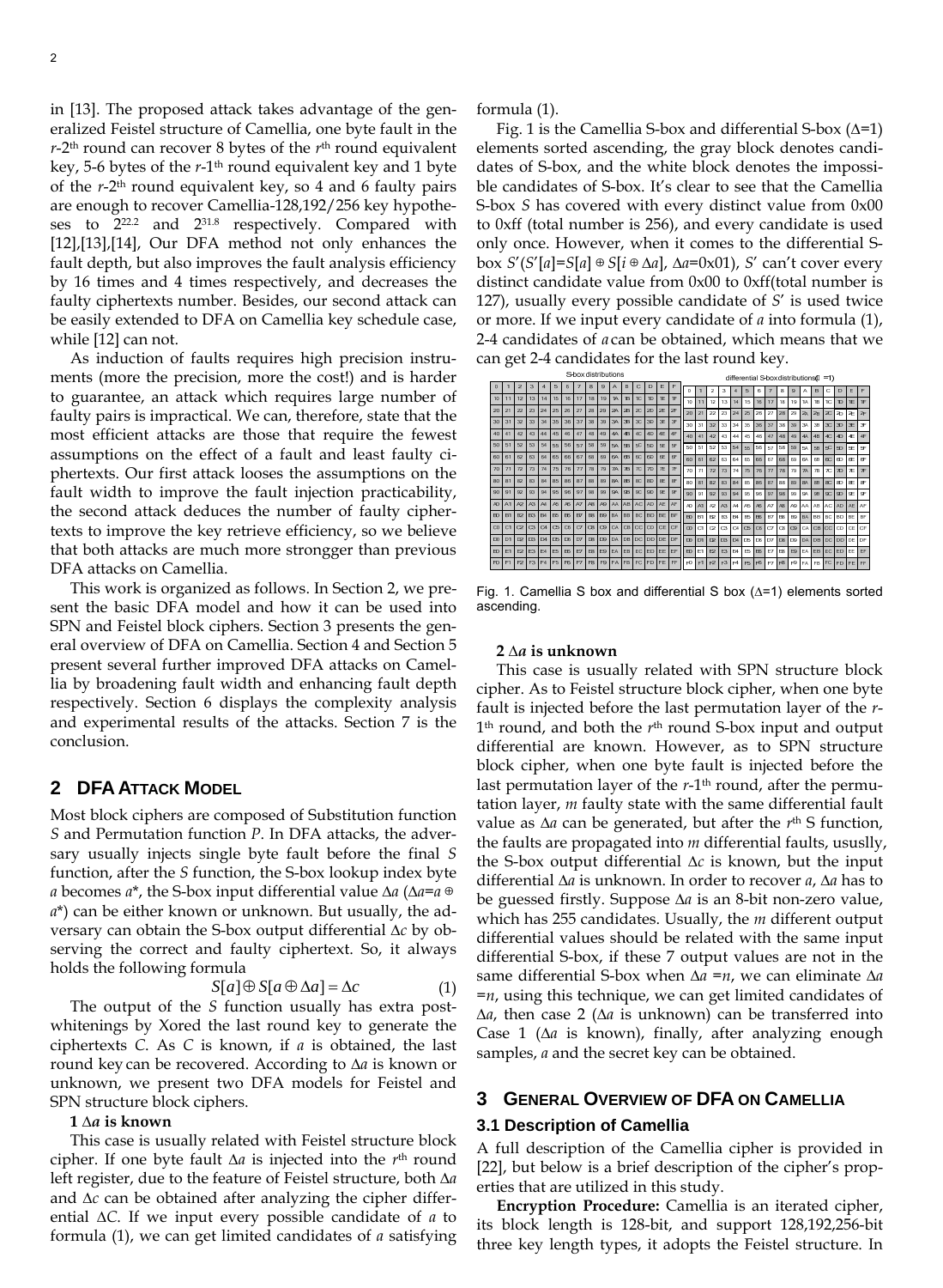in [13]. The proposed attack takes advantage of the generalized Feistel structure of Camellia, one byte fault in the $r$-2[th] round can recover 8 bytes of the $r$[th] round equivalent key, 5-6 bytes of the $r$-1[th] round equivalent key and 1 byte of the $r$-2[th] round equivalent key, so 4 and 6 faulty pairs are enough to recover Camellia-128,192/256 key hypotheses to $2^{22.2}$ and $2^{31.8}$ respectively. Compared with [12],[13],[14], Our DFA method not only enhances the fault depth, but also improves the fault analysis efficiency by 16 times and 4 times respectively, and decreases the faulty ciphertexts number. Besides, our second attack can be easily extended to DFA on Camellia key schedule case, while [12] can not.

As induction of faults requires high precision instruments (more the precision, more the cost!) and is harder to guarantee, an attack which requires large number of faulty pairs is impractical. We can, therefore, state that the most efficient attacks are those that require the fewest assumptions on the effect of a fault and least faulty ciphertexts. Our first attack looses the assumptions on the fault width to improve the fault injection practicability, the second attack deduces the number of faulty ciphertexts to improve the key retrieve efficiency, so we believe that both attacks are much more strongger than previous DFA attacks on Camellia.

This work is organized as follows. In Section 2, we present the basic DFA model and how it can be used into SPN and Feistel block ciphers. Section 3 presents the general overview of DFA on Camellia. Section 4 and Section 5 present several further improved DFA attacks on Camellia by broadening fault width and enhancing fault depth respectively. Section 6 displays the complexity analysis and experimental results of the attacks. Section 7 is the conclusion.

## 2 DFA Attack Model

Most block ciphers are composed of Substitution function $S$ and Permutation function $P$. In DFA attacks, the adversary usually injects single byte fault before the final $S$ function, after the $S$ function, the S-box lookup index byte $a$ becomes $a^*$, the S-box input differential value $\Delta a$ ($\Delta a = a \oplus a^*$) can be either known or unknown. But usually, the adversary can obtain the S-box output differential $\Delta c$ by observing the correct and faulty ciphertext. So, it always holds the following formula

$$S[a] \oplus S[a \oplus \Delta a] = \Delta c \qquad (1)$$

The output of the $S$ function usually has extra post-whitenings by Xored the last round key to generate the ciphertexts $C$. As $C$ is known, if $a$ is obtained, the last round key can be recovered. According to $\Delta a$ is known or unknown, we present two DFA models for Feistel and SPN structure block ciphers.

**1 $\Delta a$ is known**

This case is usually related with Feistel structure block cipher. If one byte fault $\Delta a$ is injected into the $r$[th] round left register, due to the feature of Feistel structure, both $\Delta a$ and $\Delta c$ can be obtained after analyzing the cipher differential $\Delta C$. If we input every possible candidate of $a$ to formula (1), we can get limited candidates of $a$ satisfying formula (1).

Fig. 1 is the Camellia S-box and differential S-box ($\Delta$=1) elements sorted ascending, the gray block denotes candidates of S-box, and the white block denotes the impossible candidates of S-box. It's clear to see that the Camellia S-box $S$ has covered with every distinct value from 0x00 to 0xff (total number is 256), and every candidate is used only once. However, when it comes to the differential S-box $S'(S'[a]=S[a] \oplus S[i \oplus \Delta a]$, $\Delta a$=0x01), $S'$ can't cover every distinct candidate value from 0x00 to 0xff(total number is 127), usually every possible candidate of $S'$ is used twice or more. If we input every candidate of $a$ into formula (1), 2-4 candidates of $a$ can be obtained, which means that we can get 2-4 candidates for the last round key.

Fig. 1. Camellia S box and differential S box ($\Delta$=1) elements sorted ascending.

**2 $\Delta a$ is unknown**

This case is usually related with SPN structure block cipher. As to Feistel structure block cipher, when one byte fault is injected before the last permutation layer of the $r$-1[th] round, and both the $r$[th] round S-box input and output differential are known. However, as to SPN structure block cipher, when one byte fault is injected before the last permutation layer of the $r$-1[th] round, after the permutation layer, $m$ faulty state with the same differential fault value as $\Delta a$ can be generated, but after the $r$[th] S function, the faults are propagated into $m$ differential faults, ususlly, the S-box output differential $\Delta c$ is known, but the input differential $\Delta a$ is unknown. In order to recover $a$, $\Delta a$ has to be guessed firstly. Suppose $\Delta a$ is an 8-bit non-zero value, which has 255 candidates. Usually, the $m$ different output differential values should be related with the same input differential S-box, if these 7 output values are not in the same differential S-box when $\Delta a = n$, we can eliminate $\Delta a = n$, using this technique, we can get limited candidates of $\Delta a$, then case 2 ($\Delta a$ is unknown) can be transferred into Case 1 ($\Delta a$ is known), finally, after analyzing enough samples, $a$ and the secret key can be obtained.

## 3 General Overview of DFA on Camellia

### 3.1 Description of Camellia

A full description of the Camellia cipher is provided in [22], but below is a brief description of the cipher's properties that are utilized in this study.

**Encryption Procedure:** Camellia is an iterated cipher, its block length is 128-bit, and support 128,192,256-bit three key length types, it adopts the Feistel structure. In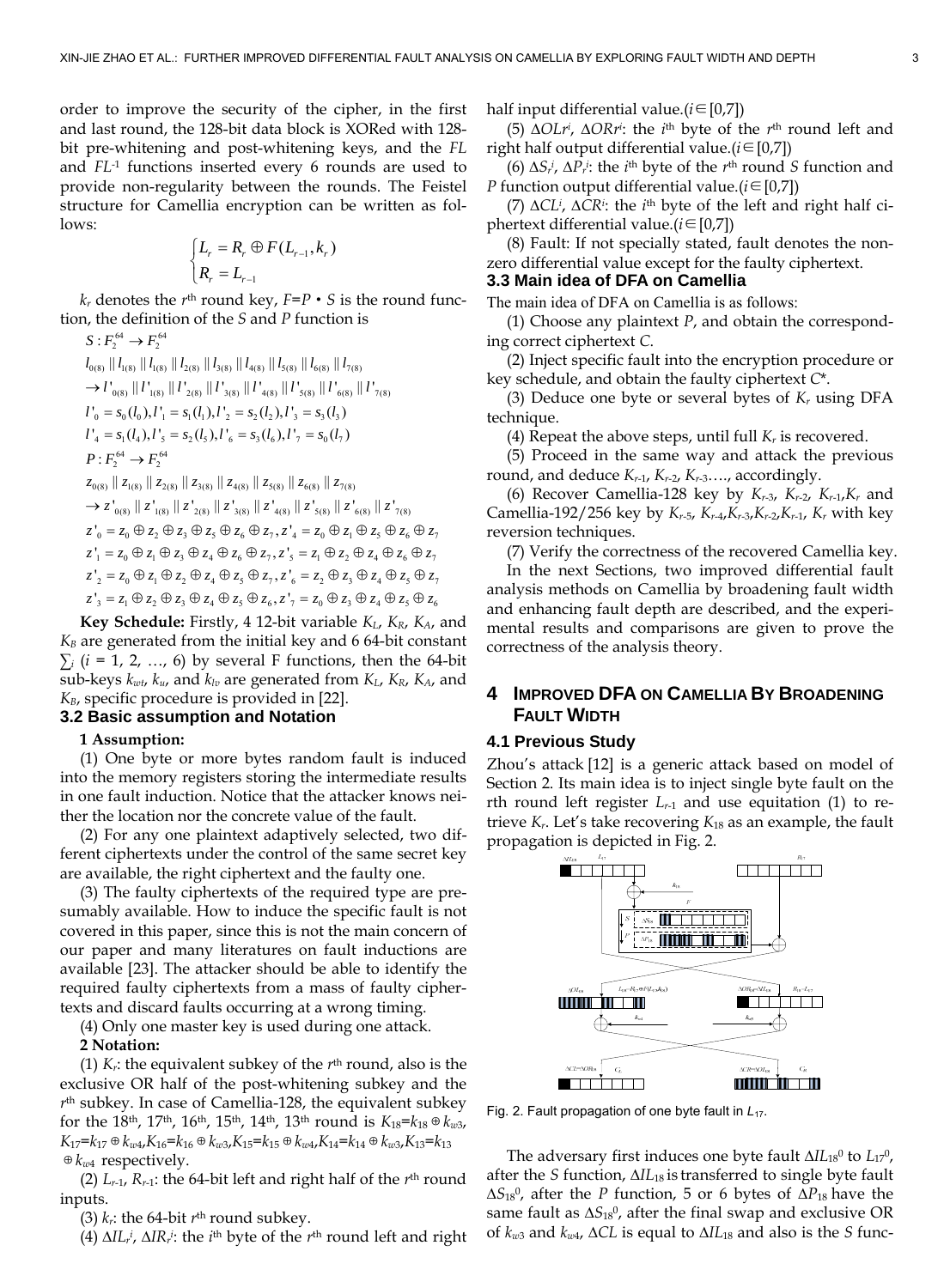order to improve the security of the cipher, in the first and last round, the 128-bit data block is XORed with 128-bit pre-whitening and post-whitening keys, and the *FL* and $FL^{-1}$ functions inserted every 6 rounds are used to provide non-regularity between the rounds. The Feistel structure for Camellia encryption can be written as follows:

$$\begin{cases} L_r = R_r \oplus F(L_{r-1}, k_r) \\ R_r = L_{r-1} \end{cases}$$

$k_r$ denotes the $r^{th}$ round key, $F=P \cdot S$ is the round function, the definition of the *S* and *P* function is

$$S: F_2^{64} \rightarrow F_2^{64}$$

$$l_{0(8)} \| l_{1(8)} \| l_{1(8)} \| l_{2(8)} \| l_{3(8)} \| l_{4(8)} \| l_{5(8)} \| l_{6(8)} \| l_{7(8)}$$

$$\rightarrow l'_{0(8)} \| l'_{1(8)} \| l'_{2(8)} \| l'_{3(8)} \| l'_{4(8)} \| l'_{5(8)} \| l'_{6(8)} \| l'_{7(8)}$$

$$l'_0 = s_0(l_0), l'_1 = s_1(l_1), l'_2 = s_2(l_2), l'_3 = s_3(l_3)$$

$$l'_4 = s_1(l_4), l'_5 = s_2(l_5), l'_6 = s_3(l_6), l'_7 = s_0(l_7)$$

$$P: F_2^{64} \rightarrow F_2^{64}$$

$$z_{0(8)} \| z_{1(8)} \| z_{2(8)} \| z_{3(8)} \| z_{4(8)} \| z_{5(8)} \| z_{6(8)} \| z_{7(8)}$$

$$\rightarrow z'_{0(8)} \| z'_{1(8)} \| z'_{2(8)} \| z'_{3(8)} \| z'_{4(8)} \| z'_{5(8)} \| z'_{6(8)} \| z'_{7(8)}$$

$$z'_0 = z_0 \oplus z_2 \oplus z_3 \oplus z_5 \oplus z_6 \oplus z_7, z'_4 = z_0 \oplus z_1 \oplus z_5 \oplus z_6 \oplus z_7$$

$$z'_1 = z_0 \oplus z_1 \oplus z_3 \oplus z_4 \oplus z_6 \oplus z_7, z'_5 = z_1 \oplus z_2 \oplus z_4 \oplus z_6 \oplus z_7$$

$$z'_2 = z_0 \oplus z_1 \oplus z_2 \oplus z_4 \oplus z_5 \oplus z_7, z'_6 = z_2 \oplus z_3 \oplus z_4 \oplus z_5 \oplus z_7$$

$$z'_3 = z_1 \oplus z_2 \oplus z_3 \oplus z_4 \oplus z_5 \oplus z_6, z'_7 = z_0 \oplus z_3 \oplus z_4 \oplus z_5 \oplus z_6$$

**Key Schedule:** Firstly, 4 12-bit variable $K_L$, $K_R$, $K_A$, and $K_B$ are generated from the initial key and 6 64-bit constant $\sum_i$ ($i$ = 1, 2, …, 6) by several F functions, then the 64-bit sub-keys $k_{wt}$, $k_u$, and $k_{lv}$ are generated from $K_L$, $K_R$, $K_A$, and $K_B$, specific procedure is provided in [22].

### 3.2 Basic assumption and Notation

**1 Assumption:**

(1) One byte or more bytes random fault is induced into the memory registers storing the intermediate results in one fault induction. Notice that the attacker knows neither the location nor the concrete value of the fault.

(2) For any one plaintext adaptively selected, two different ciphertexts under the control of the same secret key are available, the right ciphertext and the faulty one.

(3) The faulty ciphertexts of the required type are presumably available. How to induce the specific fault is not covered in this paper, since this is not the main concern of our paper and many literatures on fault inductions are available [23]. The attacker should be able to identify the required faulty ciphertexts from a mass of faulty ciphertexts and discard faults occurring at a wrong timing.

(4) Only one master key is used during one attack.

**2 Notation:**

(1) $K_r$: the equivalent subkey of the $r^{th}$ round, also is the exclusive OR half of the post-whitening subkey and the $r^{th}$ subkey. In case of Camellia-128, the equivalent subkey for the 18th, 17th, 16th, 15th, 14th, 13th round is $K_{18}=k_{18} \oplus k_{w3}$, $K_{17}=k_{17} \oplus k_{w4}$, $K_{16}=k_{16} \oplus k_{w3}$, $K_{15}=k_{15} \oplus k_{w4}$, $K_{14}=k_{14} \oplus k_{w3}$, $K_{13}=k_{13} \oplus k_{w4}$ respectively.

(2) $L_{r-1}$, $R_{r-1}$: the 64-bit left and right half of the $r^{th}$ round inputs.

(3) $k_r$: the 64-bit $r^{th}$ round subkey.

(4) $\Delta IL_r^i$, $\Delta IR_r^i$: the $i^{th}$ byte of the $r^{th}$ round left and right half input differential value.($i \in [0,7]$)

(5) $\Delta OLr^i$, $\Delta ORr^i$: the $i^{th}$ byte of the $r^{th}$ round left and right half output differential value.($i \in [0,7]$)

(6) $\Delta S_r^i$, $\Delta P_r^i$: the $i^{th}$ byte of the $r^{th}$ round *S* function and *P* function output differential value.($i \in [0,7]$)

(7) $\Delta CL^i$, $\Delta CR^i$: the $i^{th}$ byte of the left and right half ciphertext differential value.($i \in [0,7]$)

(8) Fault: If not specially stated, fault denotes the non-zero differential value except for the faulty ciphertext.

### 3.3 Main idea of DFA on Camellia

The main idea of DFA on Camellia is as follows:

(1) Choose any plaintext *P*, and obtain the corresponding correct ciphertext *C*.

(2) Inject specific fault into the encryption procedure or key schedule, and obtain the faulty ciphertext *C\**.

(3) Deduce one byte or several bytes of $K_r$ using DFA technique.

(4) Repeat the above steps, until full $K_r$ is recovered.

(5) Proceed in the same way and attack the previous round, and deduce $K_{r-1}$, $K_{r-2}$, $K_{r-3}$…., accordingly.

(6) Recover Camellia-128 key by $K_{r-3}$, $K_{r-2}$, $K_{r-1}$,$K_r$ and Camellia-192/256 key by $K_{r-5}$, $K_{r-4}$,$K_{r-3}$,$K_{r-2}$,$K_{r-1}$, $K_r$ with key reversion techniques.

(7) Verify the correctness of the recovered Camellia key.

In the next Sections, two improved differential fault analysis methods on Camellia by broadening fault width and enhancing fault depth are described, and the experimental results and comparisons are given to prove the correctness of the analysis theory.

## 4 Improved DFA on Camellia By Broadening Fault Width

### 4.1 Previous Study

Zhou's attack [12] is a generic attack based on model of Section 2. Its main idea is to inject single byte fault on the rth round left register $L_{r-1}$ and use equitation (1) to retrieve $K_r$. Let's take recovering $K_{18}$ as an example, the fault propagation is depicted in Fig. 2.

Fig. 2. Fault propagation of one byte fault in $L_{17}$.

The adversary first induces one byte fault $\Delta IL_{18}^0$ to $L_{17}^0$, after the *S* function, $\Delta IL_{18}$ is transferred to single byte fault $\Delta S_{18}^0$, after the *P* function, 5 or 6 bytes of $\Delta P_{18}$ have the same fault as $\Delta S_{18}^0$, after the final swap and exclusive OR of $k_{w3}$ and $k_{w4}$, $\Delta CL$ is equal to $\Delta IL_{18}$ and also is the *S* func-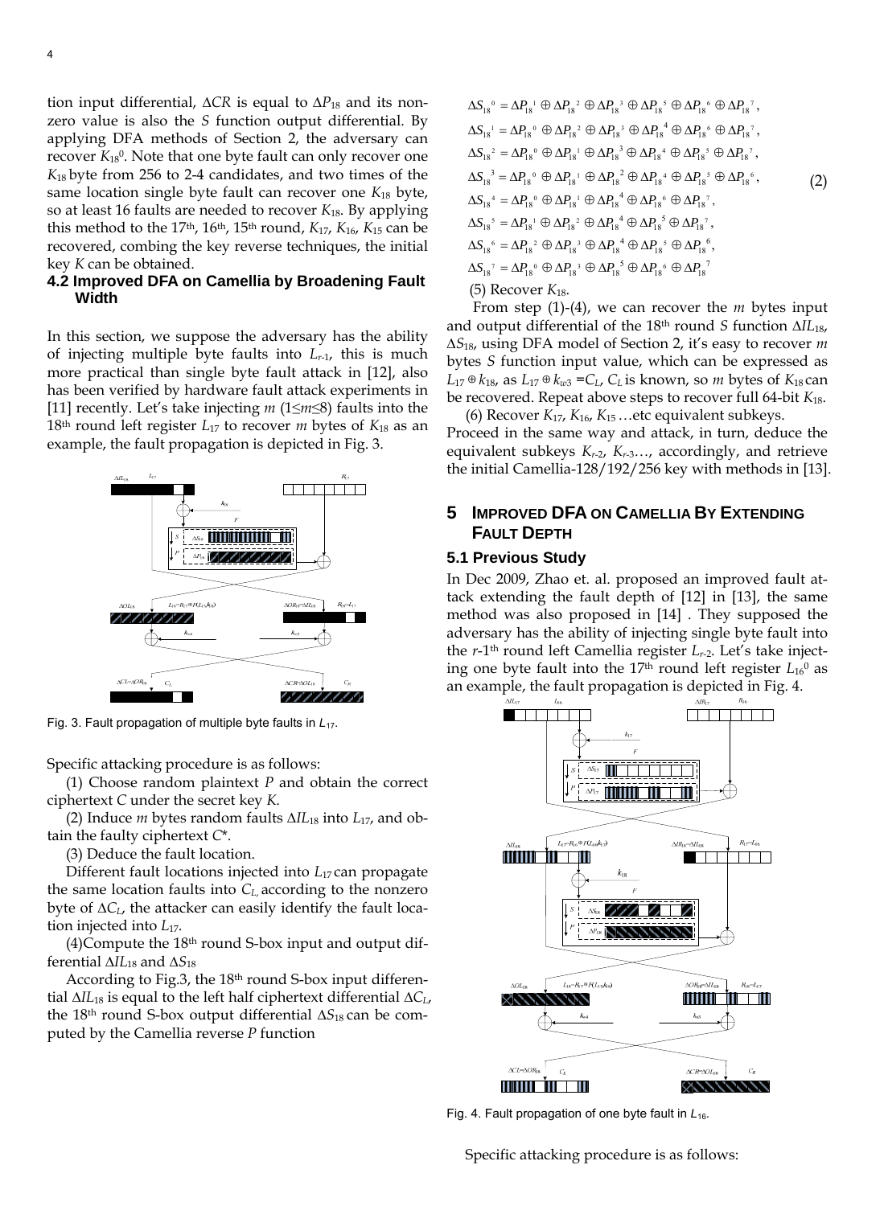tion input differential, $\Delta CR$ is equal to $\Delta P_{18}$ and its nonzero value is also the $S$ function output differential. By applying DFA methods of Section 2, the adversary can recover $K_{18}^0$. Note that one byte fault can only recover one $K_{18}$ byte from 256 to 2-4 candidates, and two times of the same location single byte fault can recover one $K_{18}$ byte, so at least 16 faults are needed to recover $K_{18}$. By applying this method to the 17th, 16th, 15th round, $K_{17}$, $K_{16}$, $K_{15}$ can be recovered, combing the key reverse techniques, the initial key $K$ can be obtained.

### 4.2 Improved DFA on Camellia by Broadening Fault Width

In this section, we suppose the adversary has the ability of injecting multiple byte faults into $L_{r\text{-}1}$, this is much more practical than single byte fault attack in [12], also has been verified by hardware fault attack experiments in [11] recently. Let's take injecting $m$ ($1 \le m \le 8$) faults into the 18th round left register $L_{17}$ to recover $m$ bytes of $K_{18}$ as an example, the fault propagation is depicted in Fig. 3.

Fig. 3. Fault propagation of multiple byte faults in $L_{17}$.

Specific attacking procedure is as follows:

(1) Choose random plaintext $P$ and obtain the correct ciphertext $C$ under the secret key $K$.

(2) Induce $m$ bytes random faults $\Delta IL_{18}$ into $L_{17}$, and obtain the faulty ciphertext $C^*$.

(3) Deduce the fault location.

Different fault locations injected into $L_{17}$ can propagate the same location faults into $C_L$, according to the nonzero byte of $\Delta C_L$, the attacker can easily identify the fault location injected into $L_{17}$.

(4)Compute the 18th round S-box input and output differential $\Delta IL_{18}$ and $\Delta S_{18}$

According to Fig.3, the 18th round S-box input differential $\Delta IL_{18}$ is equal to the left half ciphertext differential $\Delta C_L$, the 18th round S-box output differential $\Delta S_{18}$ can be computed by the Camellia reverse $P$ function

$$
\begin{aligned}
\Delta S_{18}{}^0 &= \Delta P_{18}{}^1 \oplus \Delta P_{18}{}^2 \oplus \Delta P_{18}{}^3 \oplus \Delta P_{18}{}^5 \oplus \Delta P_{18}{}^6 \oplus \Delta P_{18}{}^7, \\
\Delta S_{18}{}^1 &= \Delta P_{18}{}^0 \oplus \Delta P_{18}{}^2 \oplus \Delta P_{18}{}^3 \oplus \Delta P_{18}{}^4 \oplus \Delta P_{18}{}^6 \oplus \Delta P_{18}{}^7, \\
\Delta S_{18}{}^2 &= \Delta P_{18}{}^0 \oplus \Delta P_{18}{}^1 \oplus \Delta P_{18}{}^3 \oplus \Delta P_{18}{}^4 \oplus \Delta P_{18}{}^5 \oplus \Delta P_{18}{}^7, \\
\Delta S_{18}{}^3 &= \Delta P_{18}{}^0 \oplus \Delta P_{18}{}^1 \oplus \Delta P_{18}{}^2 \oplus \Delta P_{18}{}^4 \oplus \Delta P_{18}{}^5 \oplus \Delta P_{18}{}^6, \\
\Delta S_{18}{}^4 &= \Delta P_{18}{}^0 \oplus \Delta P_{18}{}^1 \oplus \Delta P_{18}{}^4 \oplus \Delta P_{18}{}^6 \oplus \Delta P_{18}{}^7, \\
\Delta S_{18}{}^5 &= \Delta P_{18}{}^1 \oplus \Delta P_{18}{}^2 \oplus \Delta P_{18}{}^4 \oplus \Delta P_{18}{}^5 \oplus \Delta P_{18}{}^7, \\
\Delta S_{18}{}^6 &= \Delta P_{18}{}^2 \oplus \Delta P_{18}{}^3 \oplus \Delta P_{18}{}^4 \oplus \Delta P_{18}{}^5 \oplus \Delta P_{18}{}^6, \\
\Delta S_{18}{}^7 &= \Delta P_{18}{}^0 \oplus \Delta P_{18}{}^3 \oplus \Delta P_{18}{}^5 \oplus \Delta P_{18}{}^6 \oplus \Delta P_{18}{}^7
\end{aligned}
\tag{2}
$$

(5) Recover $K_{18}$.

From step (1)-(4), we can recover the $m$ bytes input and output differential of the 18th round $S$ function $\Delta IL_{18}$, $\Delta S_{18}$, using DFA model of Section 2, it's easy to recover $m$ bytes $S$ function input value, which can be expressed as $L_{17} \oplus k_{18}$, as $L_{17} \oplus k_{w3} = C_L$, $C_L$ is known, so $m$ bytes of $K_{18}$ can be recovered. Repeat above steps to recover full 64-bit $K_{18}$.

(6) Recover $K_{17}$, $K_{16}$, $K_{15}$ …etc equivalent subkeys.

Proceed in the same way and attack, in turn, deduce the equivalent subkeys $K_{r\text{-}2}$, $K_{r\text{-}3}$…, accordingly, and retrieve the initial Camellia-128/192/256 key with methods in [13].

## 5 Improved DFA on Camellia by Extending Fault Depth

### 5.1 Previous Study

In Dec 2009, Zhao et. al. proposed an improved fault attack extending the fault depth of [12] in [13], the same method was also proposed in [14] . They supposed the adversary has the ability of injecting single byte fault into the $r$-1th round left Camellia register $L_{r\text{-}2}$. Let's take injecting one byte fault into the 17th round left register $L_{16}^0$ as an example, the fault propagation is depicted in Fig. 4.

Fig. 4. Fault propagation of one byte fault in $L_{16}$.

Specific attacking procedure is as follows: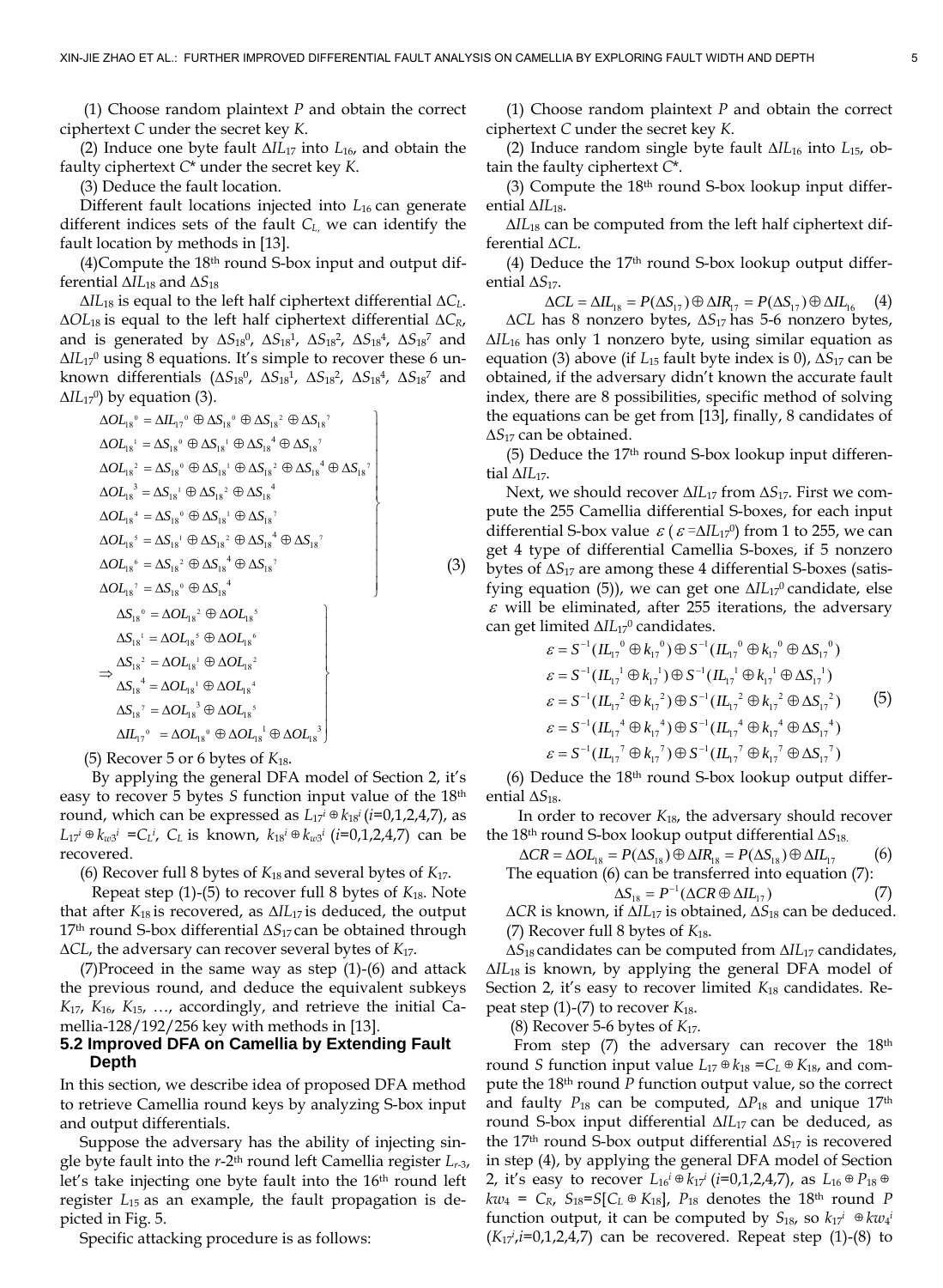(1) Choose random plaintext $P$ and obtain the correct ciphertext $C$ under the secret key $K$.

(2) Induce one byte fault $\Delta IL_{17}$ into $L_{16}$, and obtain the faulty ciphertext $C^*$ under the secret key $K$.

(3) Deduce the fault location.

Different fault locations injected into $L_{16}$ can generate different indices sets of the fault $C_L$, we can identify the fault location by methods in [13].

(4) Compute the 18th round S-box input and output differential $\Delta IL_{18}$ and $\Delta S_{18}$

$\Delta IL_{18}$ is equal to the left half ciphertext differential $\Delta C_L$. $\Delta OL_{18}$ is equal to the left half ciphertext differential $\Delta C_R$, and is generated by $\Delta S_{18}^0$, $\Delta S_{18}^1$, $\Delta S_{18}^2$, $\Delta S_{18}^4$, $\Delta S_{18}^7$ and $\Delta IL_{17}^0$ using 8 equations. It's simple to recover these 6 unknown differentials ($\Delta S_{18}^0$, $\Delta S_{18}^1$, $\Delta S_{18}^2$, $\Delta S_{18}^4$, $\Delta S_{18}^7$ and $\Delta IL_{17}^0$) by equation (3).

$$
\left.
\begin{aligned}
&\Delta OL_{18}^{\;0} = \Delta IL_{17}^{\;0} \oplus \Delta S_{18}^{\;0} \oplus \Delta S_{18}^{\;2} \oplus \Delta S_{18}^{\;7}\\
&\Delta OL_{18}^{\;1} = \Delta S_{18}^{\;0} \oplus \Delta S_{18}^{\;1} \oplus \Delta S_{18}^{\;4} \oplus \Delta S_{18}^{\;7}\\
&\Delta OL_{18}^{\;2} = \Delta S_{18}^{\;0} \oplus \Delta S_{18}^{\;1} \oplus \Delta S_{18}^{\;2} \oplus \Delta S_{18}^{\;4} \oplus \Delta S_{18}^{\;7}\\
&\Delta OL_{18}^{\;3} = \Delta S_{18}^{\;1} \oplus \Delta S_{18}^{\;2} \oplus \Delta S_{18}^{\;4}\\
&\Delta OL_{18}^{\;4} = \Delta S_{18}^{\;0} \oplus \Delta S_{18}^{\;1} \oplus \Delta S_{18}^{\;7}\\
&\Delta OL_{18}^{\;5} = \Delta S_{18}^{\;1} \oplus \Delta S_{18}^{\;2} \oplus \Delta S_{18}^{\;4} \oplus \Delta S_{18}^{\;7}\\
&\Delta OL_{18}^{\;6} = \Delta S_{18}^{\;2} \oplus \Delta S_{18}^{\;4} \oplus \Delta S_{18}^{\;7}\\
&\Delta OL_{18}^{\;7} = \Delta S_{18}^{\;0} \oplus \Delta S_{18}^{\;4}
\end{aligned}
\right\}
\Rightarrow
\left.
\begin{aligned}
&\Delta S_{18}^{\;0} = \Delta OL_{18}^{\;2} \oplus \Delta OL_{18}^{\;5}\\
&\Delta S_{18}^{\;1} = \Delta OL_{18}^{\;5} \oplus \Delta OL_{18}^{\;6}\\
&\Delta S_{18}^{\;2} = \Delta OL_{18}^{\;1} \oplus \Delta OL_{18}^{\;2}\\
&\Delta S_{18}^{\;4} = \Delta OL_{18}^{\;1} \oplus \Delta OL_{18}^{\;4}\\
&\Delta S_{18}^{\;7} = \Delta OL_{18}^{\;3} \oplus \Delta OL_{18}^{\;5}\\
&\Delta IL_{17}^{\;0} = \Delta OL_{18}^{\;0} \oplus \Delta OL_{18}^{\;1} \oplus \Delta OL_{18}^{\;3}
\end{aligned}
\right\}
\tag{3}
$$

(5) Recover 5 or 6 bytes of $K_{18}$.

By applying the general DFA model of Section 2, it's easy to recover 5 bytes $S$ function input value of the 18th round, which can be expressed as $L_{17}^i \oplus k_{18}^i$ ($i$=0,1,2,4,7), as $L_{17}^i \oplus k_{w3}^i = C_L^i$, $C_L$ is known, $k_{18}^i \oplus k_{w3}^i$ ($i$=0,1,2,4,7) can be recovered.

(6) Recover full 8 bytes of $K_{18}$ and several bytes of $K_{17}$.

Repeat step (1)-(5) to recover full 8 bytes of $K_{18}$. Note that after $K_{18}$ is recovered, as $\Delta IL_{17}$ is deduced, the output 17th round S-box differential $\Delta S_{17}$ can be obtained through $\Delta CL$, the adversary can recover several bytes of $K_{17}$.

(7) Proceed in the same way as step (1)-(6) and attack the previous round, and deduce the equivalent subkeys $K_{17}$, $K_{16}$, $K_{15}$, …, accordingly, and retrieve the initial Camellia-128/192/256 key with methods in [13].

### 5.2 Improved DFA on Camellia by Extending Fault Depth

In this section, we describe idea of proposed DFA method to retrieve Camellia round keys by analyzing S-box input and output differentials.

Suppose the adversary has the ability of injecting single byte fault into the $r$-2th round left Camellia register $L_{r-3}$, let's take injecting one byte fault into the 16th round left register $L_{15}$ as an example, the fault propagation is depicted in Fig. 5.

Specific attacking procedure is as follows:

(1) Choose random plaintext $P$ and obtain the correct ciphertext $C$ under the secret key $K$.

(2) Induce random single byte fault $\Delta IL_{16}$ into $L_{15}$, obtain the faulty ciphertext $C^*$.

(3) Compute the 18th round S-box lookup input differential $\Delta IL_{18}$.

$\Delta IL_{18}$ can be computed from the left half ciphertext differential $\Delta CL$.

(4) Deduce the 17th round S-box lookup output differential $\Delta S_{17}$.

$$\Delta CL = \Delta IL_{18} = P(\Delta S_{17}) \oplus \Delta IR_{17} = P(\Delta S_{17}) \oplus \Delta IL_{16} \tag{4}$$

$\Delta CL$ has 8 nonzero bytes, $\Delta S_{17}$ has 5-6 nonzero bytes, $\Delta IL_{16}$ has only 1 nonzero byte, using similar equation as equation (3) above (if $L_{15}$ fault byte index is 0), $\Delta S_{17}$ can be obtained, if the adversary didn't known the accurate fault index, there are 8 possibilities, specific method of solving the equations can be get from [13], finally, 8 candidates of $\Delta S_{17}$ can be obtained.

(5) Deduce the 17th round S-box lookup input differential $\Delta IL_{17}$.

Next, we should recover $\Delta IL_{17}$ from $\Delta S_{17}$. First we compute the 255 Camellia differential S-boxes, for each input differential S-box value $\varepsilon$ ($\varepsilon = \Delta IL_{17}^0$) from 1 to 255, we can get 4 type of differential Camellia S-boxes, if 5 nonzero bytes of $\Delta S_{17}$ are among these 4 differential S-boxes (satisfying equation (5)), we can get one $\Delta IL_{17}^0$ candidate, else $\varepsilon$ will be eliminated, after 255 iterations, the adversary can get limited $\Delta IL_{17}^0$ candidates.

$$
\begin{aligned}
\varepsilon &= S^{-1}(IL_{17}^{\;0} \oplus k_{17}^{\;0}) \oplus S^{-1}(IL_{17}^{\;0} \oplus k_{17}^{\;0} \oplus \Delta S_{17}^{\;0})\\
\varepsilon &= S^{-1}(IL_{17}^{\;1} \oplus k_{17}^{\;1}) \oplus S^{-1}(IL_{17}^{\;1} \oplus k_{17}^{\;1} \oplus \Delta S_{17}^{\;1})\\
\varepsilon &= S^{-1}(IL_{17}^{\;2} \oplus k_{17}^{\;2}) \oplus S^{-1}(IL_{17}^{\;2} \oplus k_{17}^{\;2} \oplus \Delta S_{17}^{\;2})\\
\varepsilon &= S^{-1}(IL_{17}^{\;4} \oplus k_{17}^{\;4}) \oplus S^{-1}(IL_{17}^{\;4} \oplus k_{17}^{\;4} \oplus \Delta S_{17}^{\;4})\\
\varepsilon &= S^{-1}(IL_{17}^{\;7} \oplus k_{17}^{\;7}) \oplus S^{-1}(IL_{17}^{\;7} \oplus k_{17}^{\;7} \oplus \Delta S_{17}^{\;7})
\end{aligned}
\tag{5}
$$

(6) Deduce the 18th round S-box lookup output differential $\Delta S_{18}$.

In order to recover $K_{18}$, the adversary should recover the 18th round S-box lookup output differential $\Delta S_{18}$.

$$\Delta CR = \Delta OL_{18} = P(\Delta S_{18}) \oplus \Delta IR_{18} = P(\Delta S_{18}) \oplus \Delta IL_{17} \tag{6}$$

The equation (6) can be transferred into equation (7):

$$\Delta S_{18} = P^{-1}(\Delta CR \oplus \Delta IL_{17}) \tag{7}$$

$\Delta CR$ is known, if $\Delta IL_{17}$ is obtained, $\Delta S_{18}$ can be deduced.

(7) Recover full 8 bytes of $K_{18}$.

$\Delta S_{18}$ candidates can be computed from $\Delta IL_{17}$ candidates, $\Delta IL_{18}$ is known, by applying the general DFA model of Section 2, it's easy to recover limited $K_{18}$ candidates. Repeat step (1)-(7) to recover $K_{18}$.

(8) Recover 5-6 bytes of $K_{17}$.

From step (7) the adversary can recover the 18th round $S$ function input value $L_{17} \oplus k_{18} = C_L \oplus K_{18}$, and compute the 18th round $P$ function output value, so the correct and faulty $P_{18}$ can be computed, $\Delta P_{18}$ and unique 17th round S-box input differential $\Delta IL_{17}$ can be deduced, as the 17th round S-box output differential $\Delta S_{17}$ is recovered in step (4), by applying the general DFA model of Section 2, it's easy to recover $L_{16}^i \oplus k_{17}^i$ ($i$=0,1,2,4,7), as $L_{16} \oplus P_{18} \oplus kw_4 = C_R$, $S_{18}$=$S[C_L \oplus K_{18}]$, $P_{18}$ denotes the 18th round $P$ function output, it can be computed by $S_{18}$, so $k_{17}^i \oplus kw_4^i$ ($K_{17}^i$,$i$=0,1,2,4,7) can be recovered. Repeat step (1)-(8) to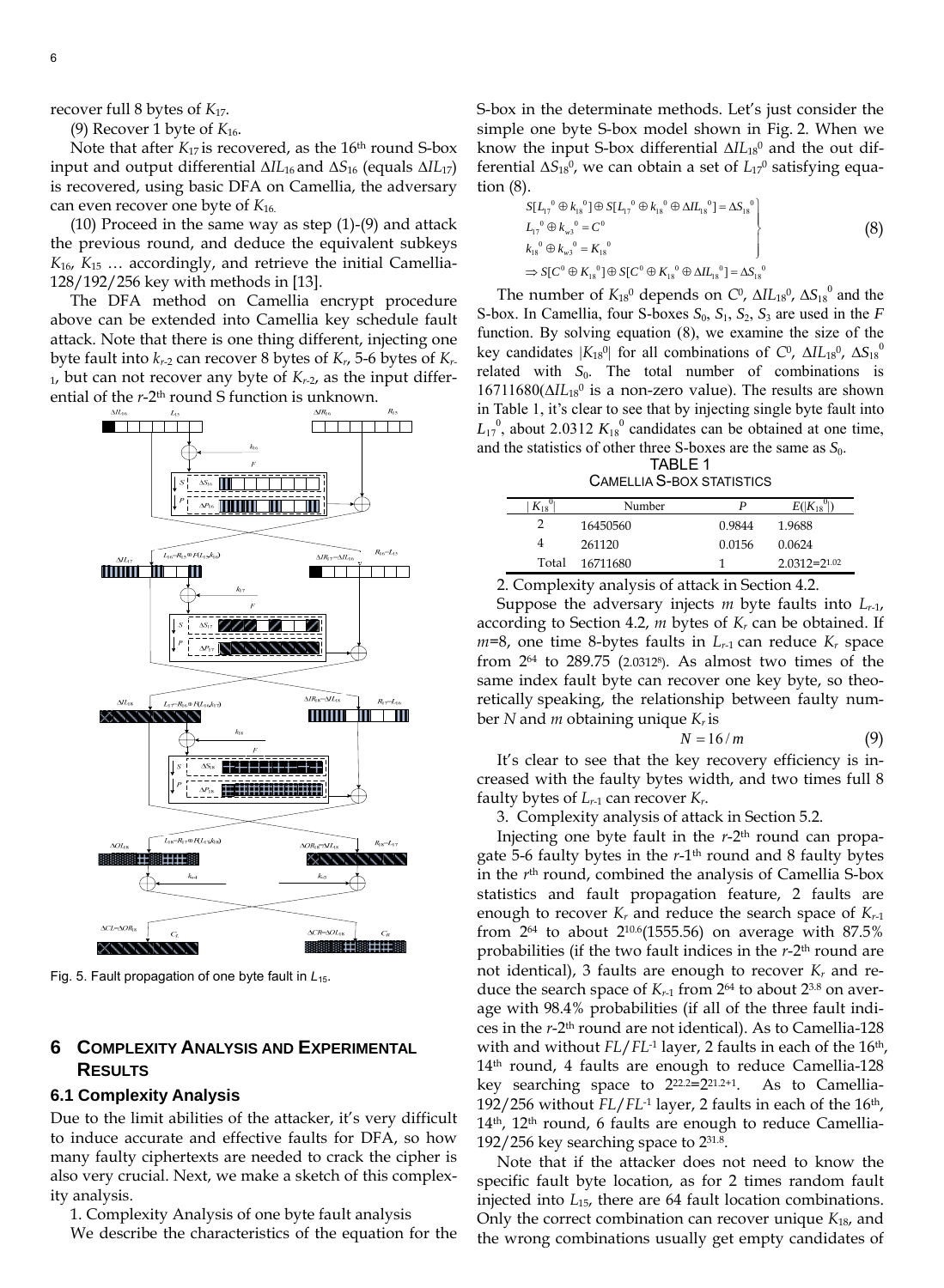recover full 8 bytes of $K_{17}$.

(9) Recover 1 byte of $K_{16}$.

Note that after $K_{17}$ is recovered, as the 16th round S-box input and output differential $\Delta IL_{16}$ and $\Delta S_{16}$ (equals $\Delta IL_{17}$) is recovered, using basic DFA on Camellia, the adversary can even recover one byte of $K_{16}$.

(10) Proceed in the same way as step (1)-(9) and attack the previous round, and deduce the equivalent subkeys $K_{16}$, $K_{15}$ … accordingly, and retrieve the initial Camellia-128/192/256 key with methods in [13].

The DFA method on Camellia encrypt procedure above can be extended into Camellia key schedule fault attack. Note that there is one thing different, injecting one byte fault into $k_{r-2}$ can recover 8 bytes of $K_r$, 5-6 bytes of $K_{r-1}$, but can not recover any byte of $K_{r-2}$, as the input differential of the $r$-2th round S function is unknown.

Fig. 5. Fault propagation of one byte fault in $L_{15}$.

## 6 Complexity Analysis and Experimental Results

### 6.1 Complexity Analysis

Due to the limit abilities of the attacker, it's very difficult to induce accurate and effective faults for DFA, so how many faulty ciphertexts are needed to crack the cipher is also very crucial. Next, we make a sketch of this complexity analysis.

1. Complexity Analysis of one byte fault analysis

We describe the characteristics of the equation for the S-box in the determinate methods. Let's just consider the simple one byte S-box model shown in Fig. 2. When we know the input S-box differential $\Delta IL_{18}{}^0$ and the out differential $\Delta S_{18}{}^0$, we can obtain a set of $L_{17}{}^0$ satisfying equation (8).

$$
\left.
\begin{aligned}
& S[L_{17}{}^0 \oplus k_{18}{}^0] \oplus S[L_{17}{}^0 \oplus k_{18}{}^0 \oplus \Delta IL_{18}{}^0] = \Delta S_{18}{}^0 \\
& L_{17}{}^0 \oplus k_{w3}{}^0 = C^0 \\
& k_{18}{}^0 \oplus k_{w3}{}^0 = K_{18}{}^0
\end{aligned}
\right\}
\tag{8}
$$
$$
\Rightarrow S[C^0 \oplus K_{18}{}^0] \oplus S[C^0 \oplus K_{18}{}^0 \oplus \Delta IL_{18}{}^0] = \Delta S_{18}{}^0
$$

The number of $K_{18}{}^0$ depends on $C^0$, $\Delta IL_{18}{}^0$, $\Delta S_{18}{}^0$ and the S-box. In Camellia, four S-boxes $S_0$, $S_1$, $S_2$, $S_3$ are used in the $F$ function. By solving equation (8), we examine the size of the key candidates $|K_{18}{}^0|$ for all combinations of $C^0$, $\Delta IL_{18}{}^0$, $\Delta S_{18}{}^0$ related with $S_0$. The total number of combinations is 16711680($\Delta IL_{18}{}^0$ is a non-zero value). The results are shown in Table 1, it's clear to see that by injecting single byte fault into $L_{17}{}^0$, about 2.0312 $K_{18}{}^0$ candidates can be obtained at one time, and the statistics of other three S-boxes are the same as $S_0$.

TABLE 1
Camellia S-box Statistics

| $\vert K_{18}{}^0\vert$ | Number | $P$ | $E(\vert K_{18}{}^0\vert)$ |
|---|---|---|---|
| 2 | 16450560 | 0.9844 | 1.9688 |
| 4 | 261120 | 0.0156 | 0.0624 |
| Total | 16711680 | 1 | $2.0312=2^{1.02}$ |

2. Complexity analysis of attack in Section 4.2.

Suppose the adversary injects $m$ byte faults into $L_{r-1}$, according to Section 4.2, $m$ bytes of $K_r$ can be obtained. If $m$=8, one time 8-bytes faults in $L_{r-1}$ can reduce $K_r$ space from $2^{64}$ to 289.75 ($2.0312^8$). As almost two times of the same index fault byte can recover one key byte, so theoretically speaking, the relationship between faulty number $N$ and $m$ obtaining unique $K_r$ is

$$N = 16/m \tag{9}$$

It's clear to see that the key recovery efficiency is increased with the faulty bytes width, and two times full 8 faulty bytes of $L_{r-1}$ can recover $K_r$.

3. Complexity analysis of attack in Section 5.2.

Injecting one byte fault in the $r$-2th round can propagate 5-6 faulty bytes in the $r$-1th round and 8 faulty bytes in the $r$th round, combined the analysis of Camellia S-box statistics and fault propagation feature, 2 faults are enough to recover $K_r$ and reduce the search space of $K_{r-1}$ from $2^{64}$ to about $2^{10.6}$(1555.56) on average with 87.5% probabilities (if the two fault indices in the $r$-2th round are not identical), 3 faults are enough to recover $K_r$ and reduce the search space of $K_{r-1}$ from $2^{64}$ to about $2^{3.8}$ on average with 98.4% probabilities (if all of the three fault indices in the $r$-2th round are not identical). As to Camellia-128 with and without $FL/FL^{-1}$ layer, 2 faults in each of the 16th, 14th round, 4 faults are enough to reduce Camellia-128 key searching space to $2^{22.2}=2^{21.2+1}$. As to Camellia-192/256 without $FL/FL^{-1}$ layer, 2 faults in each of the 16th, 14th, 12th round, 6 faults are enough to reduce Camellia-192/256 key searching space to $2^{31.8}$.

Note that if the attacker does not need to know the specific fault byte location, as for 2 times random fault injected into $L_{15}$, there are 64 fault location combinations. Only the correct combination can recover unique $K_{18}$, and the wrong combinations usually get empty candidates of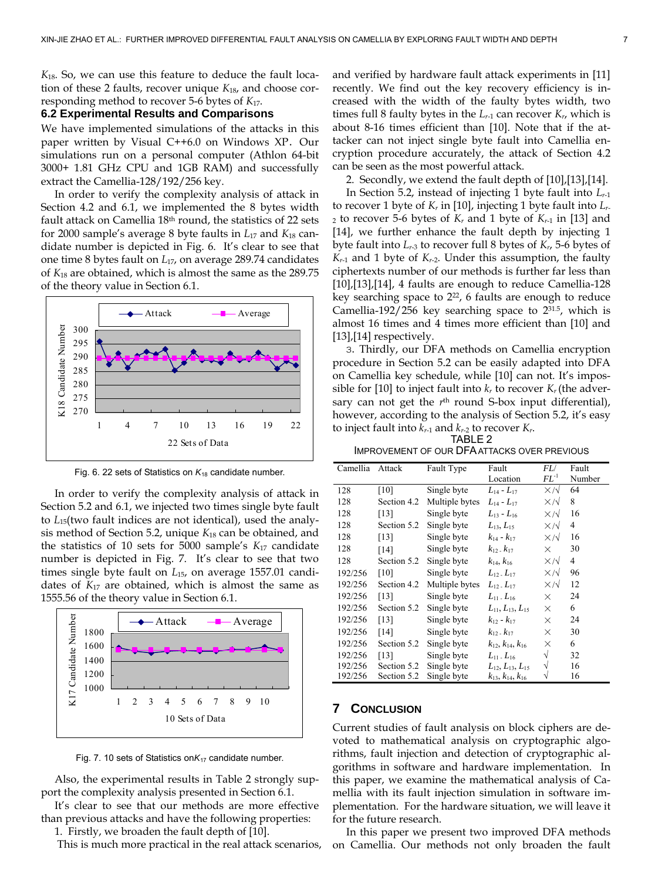$K_{18}$. So, we can use this feature to deduce the fault location of these 2 faults, recover unique $K_{18}$, and choose corresponding method to recover 5-6 bytes of $K_{17}$.

### 6.2 Experimental Results and Comparisons

We have implemented simulations of the attacks in this paper written by Visual C++6.0 on Windows XP. Our simulations run on a personal computer (Athlon 64-bit 3000+ 1.81 GHz CPU and 1GB RAM) and successfully extract the Camellia-128/192/256 key.

In order to verify the complexity analysis of attack in Section 4.2 and 6.1, we implemented the 8 bytes width fault attack on Camellia 18th round, the statistics of 22 sets for 2000 sample's average 8 byte faults in $L_{17}$ and $K_{18}$ candidate number is depicted in Fig. 6. It's clear to see that one time 8 bytes fault on $L_{17}$, on average 289.74 candidates of $K_{18}$ are obtained, which is almost the same as the 289.75 of the theory value in Section 6.1.

Fig. 6. 22 sets of Statistics on $K_{18}$ candidate number.

In order to verify the complexity analysis of attack in Section 5.2 and 6.1, we injected two times single byte fault to $L_{15}$(two fault indices are not identical), used the analysis method of Section 5.2, unique $K_{18}$ can be obtained, and the statistics of 10 sets for 5000 sample's $K_{17}$ candidate number is depicted in Fig. 7. It's clear to see that two times single byte fault on $L_{15}$, on average 1557.01 candidates of $K_{17}$ are obtained, which is almost the same as 1555.56 of the theory value in Section 6.1.

Fig. 7. 10 sets of Statistics on $K_{17}$ candidate number.

Also, the experimental results in Table 2 strongly support the complexity analysis presented in Section 6.1.

It's clear to see that our methods are more effective than previous attacks and have the following properties:

1. Firstly, we broaden the fault depth of [10].

This is much more practical in the real attack scenarios, and verified by hardware fault attack experiments in [11] recently. We find out the key recovery efficiency is increased with the width of the faulty bytes width, two times full 8 faulty bytes in the $L_{r-1}$ can recover $K_r$, which is about 8-16 times efficient than [10]. Note that if the attacker can not inject single byte fault into Camellia encryption procedure accurately, the attack of Section 4.2 can be seen as the most powerful attack.

2. Secondly, we extend the fault depth of [10],[13],[14].

In Section 5.2, instead of injecting 1 byte fault into $L_{r-1}$ to recover 1 byte of $K_r$ in [10], injecting 1 byte fault into $L_{r-2}$ to recover 5-6 bytes of $K_r$ and 1 byte of $K_{r-1}$ in [13] and [14], we further enhance the fault depth by injecting 1 byte fault into $L_{r-3}$ to recover full 8 bytes of $K_r$, 5-6 bytes of $K_{r-1}$ and 1 byte of $K_{r-2}$. Under this assumption, the faulty ciphertexts number of our methods is further far less than [10],[13],[14], 4 faults are enough to reduce Camellia-128 key searching space to $2^{22}$, 6 faults are enough to reduce Camellia-192/256 key searching space to $2^{31.5}$, which is almost 16 times and 4 times more efficient than [10] and [13],[14] respectively.

3. Thirdly, our DFA methods on Camellia encryption procedure in Section 5.2 can be easily adapted into DFA on Camellia key schedule, while [10] can not. It's impossible for [10] to inject fault into $k_r$ to recover $K_r$ (the adversary can not get the $r^{th}$ round S-box input differential), however, according to the analysis of Section 5.2, it's easy to inject fault into $k_{r-1}$ and $k_{r-2}$ to recover $K_r$.

TABLE 2
IMPROVEMENT OF OUR DFA ATTACKS OVER PREVIOUS

| Camellia | Attack | Fault Type | Fault Location | $FL/FL^{-1}$ | Fault Number |
|---|---|---|---|---|---|
| 128 | [10] | Single byte | $L_{14}$ - $L_{17}$ | ×/√ | 64 |
| 128 | Section 4.2 | Multiple bytes | $L_{14}$ - $L_{17}$ | ×/√ | 8 |
| 128 | [13] | Single byte | $L_{13}$ - $L_{16}$ | ×/√ | 16 |
| 128 | Section 5.2 | Single byte | $L_{13}$, $L_{15}$ | ×/√ | 4 |
| 128 | [13] | Single byte | $k_{14}$ - $k_{17}$ | ×/√ | 16 |
| 128 | [14] | Single byte | $k_{12}$ - $k_{17}$ | × | 30 |
| 128 | Section 5.2 | Single byte | $k_{14}$, $k_{16}$ | ×/√ | 4 |
| 192/256 | [10] | Single byte | $L_{12}$ - $L_{17}$ | ×/√ | 96 |
| 192/256 | Section 4.2 | Multiple bytes | $L_{12}$ - $L_{17}$ | ×/√ | 12 |
| 192/256 | [13] | Single byte | $L_{11}$ - $L_{16}$ | × | 24 |
| 192/256 | Section 5.2 | Single byte | $L_{11}$, $L_{13}$, $L_{15}$ | × | 6 |
| 192/256 | [13] | Single byte | $k_{12}$ - $k_{17}$ | × | 24 |
| 192/256 | [14] | Single byte | $k_{12}$ - $k_{17}$ | × | 30 |
| 192/256 | Section 5.2 | Single byte | $k_{12}$, $k_{14}$, $k_{16}$ | × | 6 |
| 192/256 | [13] | Single byte | $L_{11}$ - $L_{16}$ | √ | 32 |
| 192/256 | Section 5.2 | Single byte | $L_{12}$, $L_{13}$, $L_{15}$ | √ | 16 |
| 192/256 | Section 5.2 | Single byte | $k_{13}$, $k_{14}$, $k_{16}$ | √ | 16 |

## 7 Conclusion

Current studies of fault analysis on block ciphers are devoted to mathematical analysis on cryptographic algorithms, fault injection and detection of cryptographic algorithms in software and hardware implementation. In this paper, we examine the mathematical analysis of Camellia with its fault injection simulation in software implementation. For the hardware situation, we will leave it for the future research.

In this paper we present two improved DFA methods on Camellia. Our methods not only broaden the fault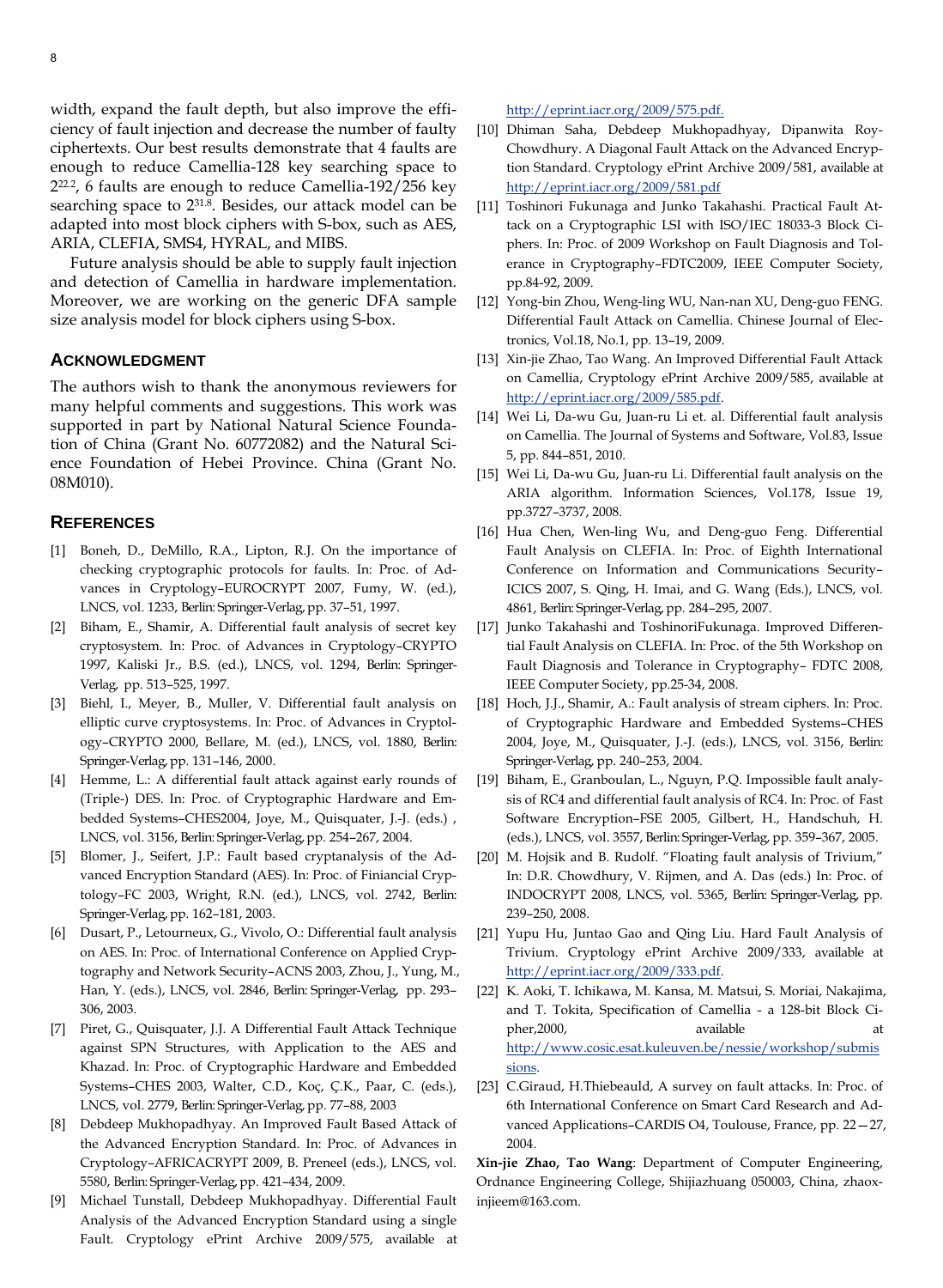width, expand the fault depth, but also improve the efficiency of fault injection and decrease the number of faulty ciphertexts. Our best results demonstrate that 4 faults are enough to reduce Camellia-128 key searching space to $2^{22.2}$, 6 faults are enough to reduce Camellia-192/256 key searching space to $2^{31.8}$. Besides, our attack model can be adapted into most block ciphers with S-box, such as AES, ARIA, CLEFIA, SMS4, HYRAL, and MIBS.

Future analysis should be able to supply fault injection and detection of Camellia in hardware implementation. Moreover, we are working on the generic DFA sample size analysis model for block ciphers using S-box.

## ACKNOWLEDGMENT

The authors wish to thank the anonymous reviewers for many helpful comments and suggestions. This work was supported in part by National Natural Science Foundation of China (Grant No. 60772082) and the Natural Science Foundation of Hebei Province. China (Grant No. 08M010).

## REFERENCES

[1] Boneh, D., DeMillo, R.A., Lipton, R.J. On the importance of checking cryptographic protocols for faults. In: Proc. of Advances in Cryptology–EUROCRYPT 2007, Fumy, W. (ed.), LNCS, vol. 1233, Berlin: Springer-Verlag, pp. 37–51, 1997.

[2] Biham, E., Shamir, A. Differential fault analysis of secret key cryptosystem. In: Proc. of Advances in Cryptology–CRYPTO 1997, Kaliski Jr., B.S. (ed.), LNCS, vol. 1294, Berlin: Springer-Verlag, pp. 513–525, 1997.

[3] Biehl, I., Meyer, B., Muller, V. Differential fault analysis on elliptic curve cryptosystems. In: Proc. of Advances in Cryptology–CRYPTO 2000, Bellare, M. (ed.), LNCS, vol. 1880, Berlin: Springer-Verlag, pp. 131–146, 2000.

[4] Hemme, L.: A differential fault attack against early rounds of (Triple-) DES. In: Proc. of Cryptographic Hardware and Embedded Systems–CHES2004, Joye, M., Quisquater, J.-J. (eds.) , LNCS, vol. 3156, Berlin: Springer-Verlag, pp. 254–267, 2004.

[5] Blomer, J., Seifert, J.P.: Fault based cryptanalysis of the Advanced Encryption Standard (AES). In: Proc. of Finiancial Cryptology–FC 2003, Wright, R.N. (ed.), LNCS, vol. 2742, Berlin: Springer-Verlag, pp. 162–181, 2003.

[6] Dusart, P., Letourneux, G., Vivolo, O.: Differential fault analysis on AES. In: Proc. of International Conference on Applied Cryptography and Network Security–ACNS 2003, Zhou, J., Yung, M., Han, Y. (eds.), LNCS, vol. 2846, Berlin: Springer-Verlag, pp. 293–306, 2003.

[7] Piret, G., Quisquater, J.J. A Differential Fault Attack Technique against SPN Structures, with Application to the AES and Khazad. In: Proc. of Cryptographic Hardware and Embedded Systems–CHES 2003, Walter, C.D., Koç, Ç.K., Paar, C. (eds.), LNCS, vol. 2779, Berlin: Springer-Verlag, pp. 77–88, 2003

[8] Debdeep Mukhopadhyay. An Improved Fault Based Attack of the Advanced Encryption Standard. In: Proc. of Advances in Cryptology–AFRICACRYPT 2009, B. Preneel (eds.), LNCS, vol. 5580, Berlin: Springer-Verlag, pp. 421–434, 2009.

[9] Michael Tunstall, Debdeep Mukhopadhyay. Differential Fault Analysis of the Advanced Encryption Standard using a single Fault. Cryptology ePrint Archive 2009/575, available at http://eprint.iacr.org/2009/575.pdf.

[10] Dhiman Saha, Debdeep Mukhopadhyay, Dipanwita RoyChowdhury. A Diagonal Fault Attack on the Advanced Encryption Standard. Cryptology ePrint Archive 2009/581, available at http://eprint.iacr.org/2009/581.pdf

[11] Toshinori Fukunaga and Junko Takahashi. Practical Fault Attack on a Cryptographic LSI with ISO/IEC 18033-3 Block Ciphers. In: Proc. of 2009 Workshop on Fault Diagnosis and Tolerance in Cryptography–FDTC2009, IEEE Computer Society, pp.84-92, 2009.

[12] Yong-bin Zhou, Weng-ling WU, Nan-nan XU, Deng-guo FENG. Differential Fault Attack on Camellia. Chinese Journal of Electronics, Vol.18, No.1, pp. 13–19, 2009.

[13] Xin-jie Zhao, Tao Wang. An Improved Differential Fault Attack on Camellia, Cryptology ePrint Archive 2009/585, available at http://eprint.iacr.org/2009/585.pdf.

[14] Wei Li, Da-wu Gu, Juan-ru Li et. al. Differential fault analysis on Camellia. The Journal of Systems and Software, Vol.83, Issue 5, pp. 844–851, 2010.

[15] Wei Li, Da-wu Gu, Juan-ru Li. Differential fault analysis on the ARIA algorithm. Information Sciences, Vol.178, Issue 19, pp.3727–3737, 2008.

[16] Hua Chen, Wen-ling Wu, and Deng-guo Feng. Differential Fault Analysis on CLEFIA. In: Proc. of Eighth International Conference on Information and Communications Security–ICICS 2007, S. Qing, H. Imai, and G. Wang (Eds.), LNCS, vol. 4861, Berlin: Springer-Verlag, pp. 284–295, 2007.

[17] Junko Takahashi and ToshinoriFukunaga. Improved Differential Fault Analysis on CLEFIA. In: Proc. of the 5th Workshop on Fault Diagnosis and Tolerance in Cryptography– FDTC 2008, IEEE Computer Society, pp.25-34, 2008.

[18] Hoch, J.J., Shamir, A.: Fault analysis of stream ciphers. In: Proc. of Cryptographic Hardware and Embedded Systems–CHES 2004, Joye, M., Quisquater, J.-J. (eds.), LNCS, vol. 3156, Berlin: Springer-Verlag, pp. 240–253, 2004.

[19] Biham, E., Granboulan, L., Nguyn, P.Q. Impossible fault analysis of RC4 and differential fault analysis of RC4. In: Proc. of Fast Software Encryption–FSE 2005, Gilbert, H., Handschuh, H. (eds.), LNCS, vol. 3557, Berlin: Springer-Verlag, pp. 359–367, 2005.

[20] M. Hojsik and B. Rudolf. "Floating fault analysis of Trivium," In: D.R. Chowdhury, V. Rijmen, and A. Das (eds.) In: Proc. of INDOCRYPT 2008, LNCS, vol. 5365, Berlin: Springer-Verlag, pp. 239–250, 2008.

[21] Yupu Hu, Juntao Gao and Qing Liu. Hard Fault Analysis of Trivium. Cryptology ePrint Archive 2009/333, available at http://eprint.iacr.org/2009/333.pdf.

[22] K. Aoki, T. Ichikawa, M. Kansa, M. Matsui, S. Moriai, Nakajima, and T. Tokita, Specification of Camellia - a 128-bit Block Cipher,2000, available at http://www.cosic.esat.kuleuven.be/nessie/workshop/submissions.

[23] C.Giraud, H.Thiebeauld, A survey on fault attacks. In: Proc. of 6th International Conference on Smart Card Research and Advanced Applications–CARDIS O4, Toulouse, France, pp. 22—27, 2004.

**Xin-jie Zhao, Tao Wang**: Department of Computer Engineering, Ordnance Engineering College, Shijiazhuang 050003, China, zhaoxinjieem@163.com.